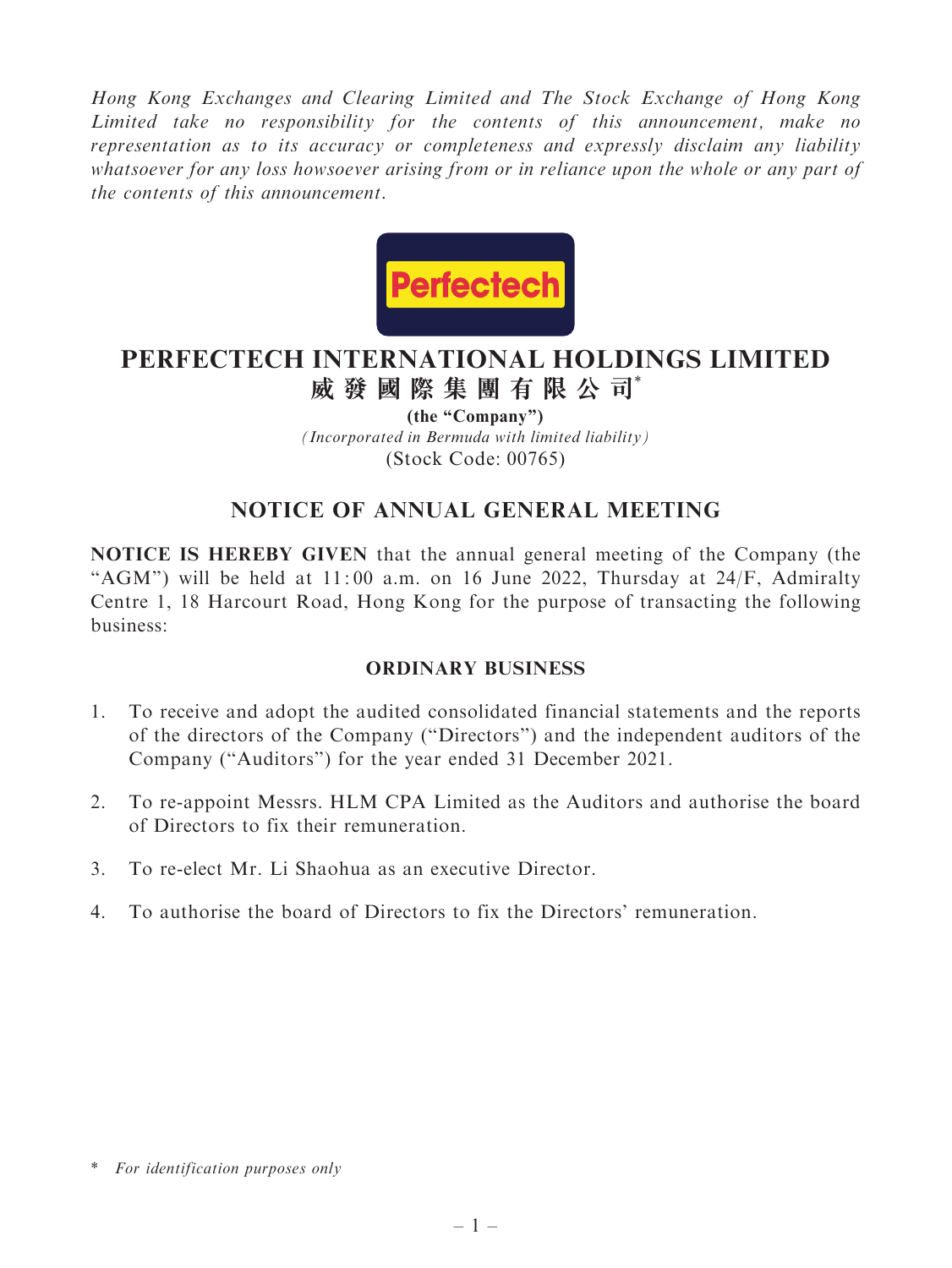*Hong Kong Exchanges and Clearing Limited and The Stock Exchange of Hong Kong Limited take no responsibility for the contents of this announcement, make no representation as to its accuracy or completeness and expressly disclaim any liability whatsoever for any loss howsoever arising from or in reliance upon the whole or any part of the contents of this announcement.*

Perfectech

# PERFECTECH INTERNATIONAL HOLDINGS LIMITED
# 威發國際集團有限公司*

**(the "Company")**

*(Incorporated in Bermuda with limited liability)*

(Stock Code: 00765)

## NOTICE OF ANNUAL GENERAL MEETING

**NOTICE IS HEREBY GIVEN** that the annual general meeting of the Company (the "AGM") will be held at 11:00 a.m. on 16 June 2022, Thursday at 24/F, Admiralty Centre 1, 18 Harcourt Road, Hong Kong for the purpose of transacting the following business:

### ORDINARY BUSINESS

1. To receive and adopt the audited consolidated financial statements and the reports of the directors of the Company ("Directors") and the independent auditors of the Company ("Auditors") for the year ended 31 December 2021.
2. To re-appoint Messrs. HLM CPA Limited as the Auditors and authorise the board of Directors to fix their remuneration.
3. To re-elect Mr. Li Shaohua as an executive Director.
4. To authorise the board of Directors to fix the Directors' remuneration.

\* *For identification purposes only*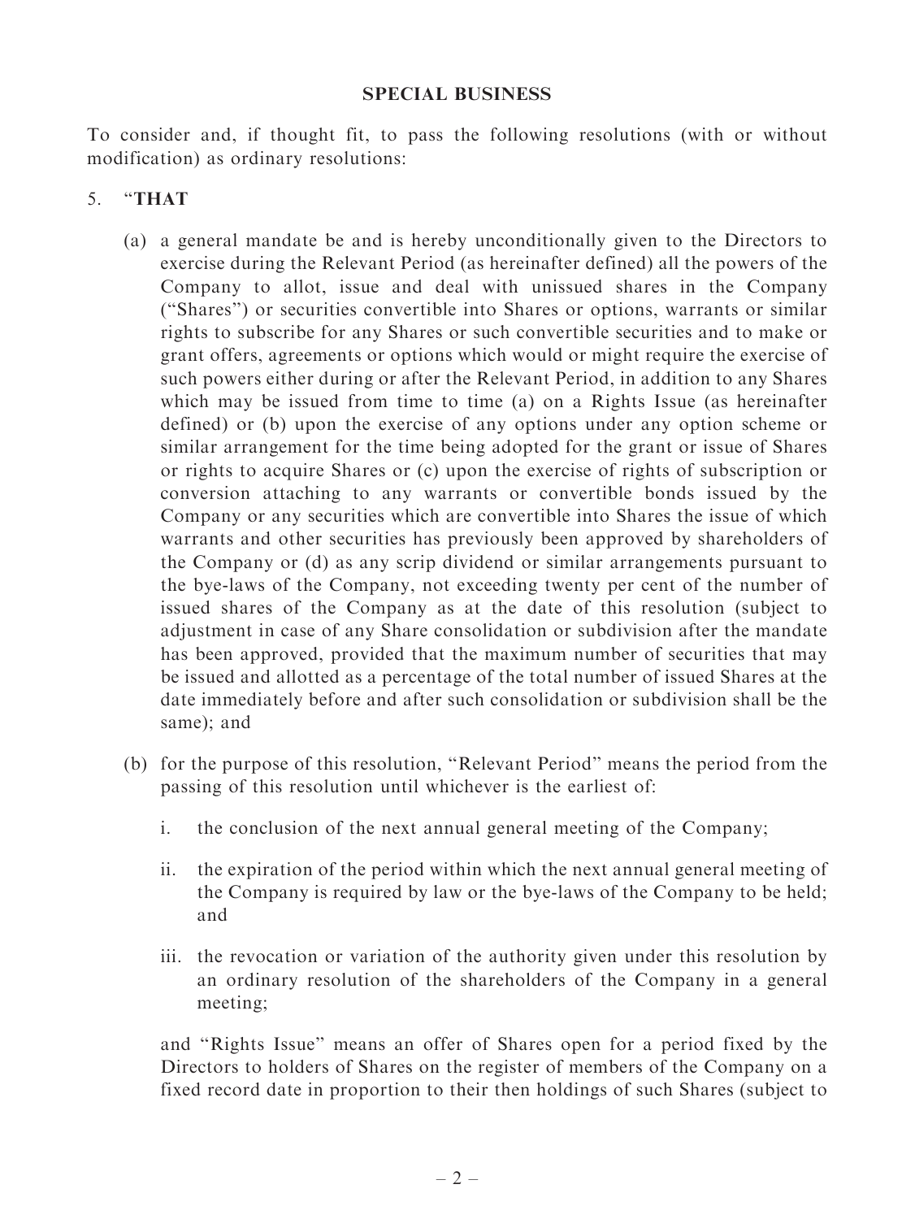**SPECIAL BUSINESS**

To consider and, if thought fit, to pass the following resolutions (with or without modification) as ordinary resolutions:

5. "**THAT**

   (a) a general mandate be and is hereby unconditionally given to the Directors to exercise during the Relevant Period (as hereinafter defined) all the powers of the Company to allot, issue and deal with unissued shares in the Company ("Shares") or securities convertible into Shares or options, warrants or similar rights to subscribe for any Shares or such convertible securities and to make or grant offers, agreements or options which would or might require the exercise of such powers either during or after the Relevant Period, in addition to any Shares which may be issued from time to time (a) on a Rights Issue (as hereinafter defined) or (b) upon the exercise of any options under any option scheme or similar arrangement for the time being adopted for the grant or issue of Shares or rights to acquire Shares or (c) upon the exercise of rights of subscription or conversion attaching to any warrants or convertible bonds issued by the Company or any securities which are convertible into Shares the issue of which warrants and other securities has previously been approved by shareholders of the Company or (d) as any scrip dividend or similar arrangements pursuant to the bye-laws of the Company, not exceeding twenty per cent of the number of issued shares of the Company as at the date of this resolution (subject to adjustment in case of any Share consolidation or subdivision after the mandate has been approved, provided that the maximum number of securities that may be issued and allotted as a percentage of the total number of issued Shares at the date immediately before and after such consolidation or subdivision shall be the same); and

   (b) for the purpose of this resolution, "Relevant Period" means the period from the passing of this resolution until whichever is the earliest of:

      i. the conclusion of the next annual general meeting of the Company;

      ii. the expiration of the period within which the next annual general meeting of the Company is required by law or the bye-laws of the Company to be held; and

      iii. the revocation or variation of the authority given under this resolution by an ordinary resolution of the shareholders of the Company in a general meeting;

   and "Rights Issue" means an offer of Shares open for a period fixed by the Directors to holders of Shares on the register of members of the Company on a fixed record date in proportion to their then holdings of such Shares (subject to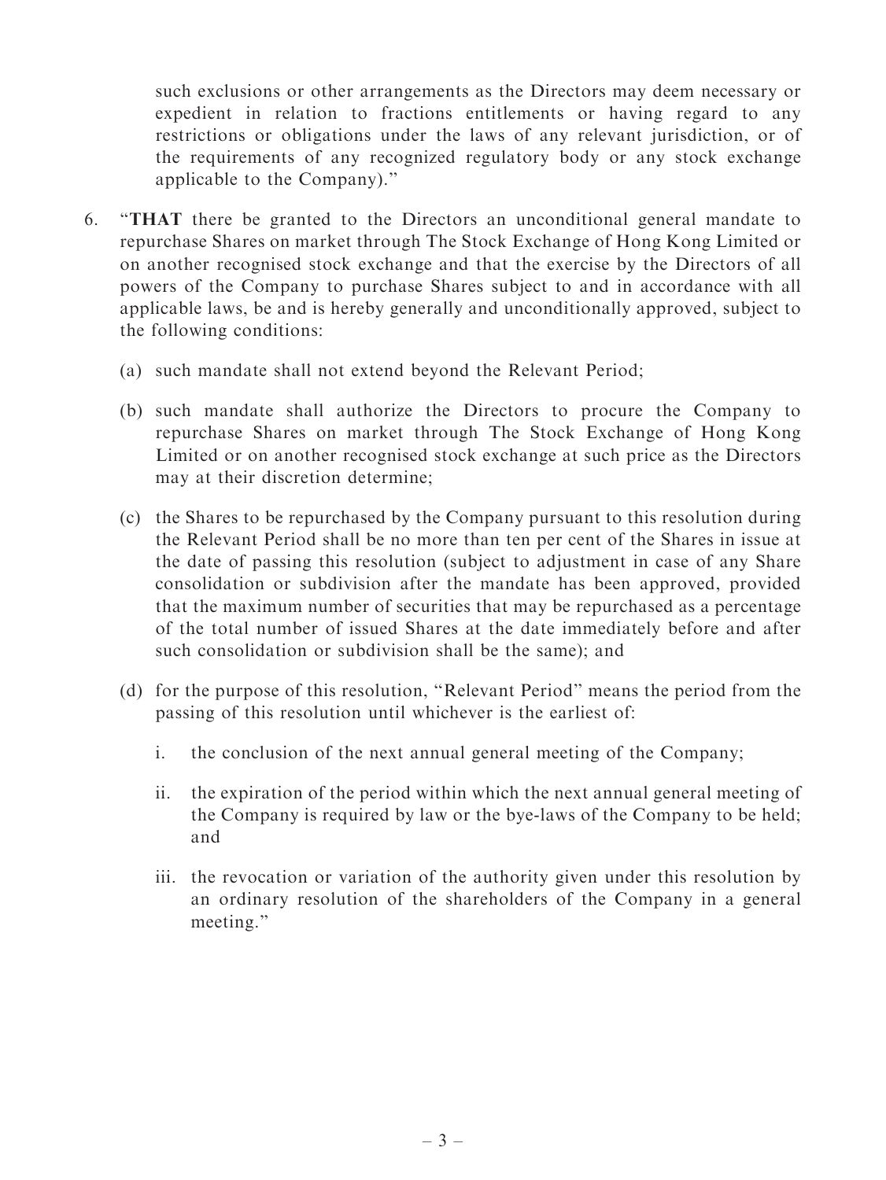such exclusions or other arrangements as the Directors may deem necessary or expedient in relation to fractions entitlements or having regard to any restrictions or obligations under the laws of any relevant jurisdiction, or of the requirements of any recognized regulatory body or any stock exchange applicable to the Company)."

6. "**THAT** there be granted to the Directors an unconditional general mandate to repurchase Shares on market through The Stock Exchange of Hong Kong Limited or on another recognised stock exchange and that the exercise by the Directors of all powers of the Company to purchase Shares subject to and in accordance with all applicable laws, be and is hereby generally and unconditionally approved, subject to the following conditions:

   (a) such mandate shall not extend beyond the Relevant Period;

   (b) such mandate shall authorize the Directors to procure the Company to repurchase Shares on market through The Stock Exchange of Hong Kong Limited or on another recognised stock exchange at such price as the Directors may at their discretion determine;

   (c) the Shares to be repurchased by the Company pursuant to this resolution during the Relevant Period shall be no more than ten per cent of the Shares in issue at the date of passing this resolution (subject to adjustment in case of any Share consolidation or subdivision after the mandate has been approved, provided that the maximum number of securities that may be repurchased as a percentage of the total number of issued Shares at the date immediately before and after such consolidation or subdivision shall be the same); and

   (d) for the purpose of this resolution, "Relevant Period" means the period from the passing of this resolution until whichever is the earliest of:

      i. the conclusion of the next annual general meeting of the Company;

      ii. the expiration of the period within which the next annual general meeting of the Company is required by law or the bye-laws of the Company to be held; and

      iii. the revocation or variation of the authority given under this resolution by an ordinary resolution of the shareholders of the Company in a general meeting."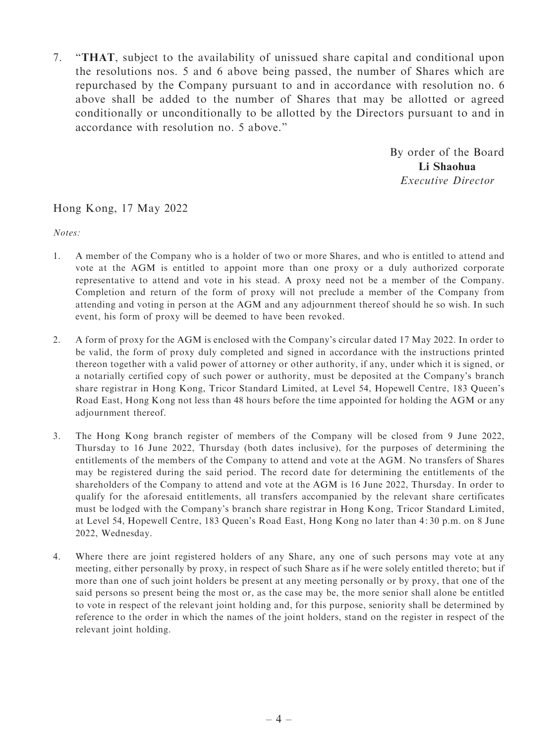7. "**THAT**, subject to the availability of unissued share capital and conditional upon the resolutions nos. 5 and 6 above being passed, the number of Shares which are repurchased by the Company pursuant to and in accordance with resolution no. 6 above shall be added to the number of Shares that may be allotted or agreed conditionally or unconditionally to be allotted by the Directors pursuant to and in accordance with resolution no. 5 above."

By order of the Board
**Li Shaohua**
*Executive Director*

Hong Kong, 17 May 2022

*Notes:*

1. A member of the Company who is a holder of two or more Shares, and who is entitled to attend and vote at the AGM is entitled to appoint more than one proxy or a duly authorized corporate representative to attend and vote in his stead. A proxy need not be a member of the Company. Completion and return of the form of proxy will not preclude a member of the Company from attending and voting in person at the AGM and any adjournment thereof should he so wish. In such event, his form of proxy will be deemed to have been revoked.

2. A form of proxy for the AGM is enclosed with the Company's circular dated 17 May 2022. In order to be valid, the form of proxy duly completed and signed in accordance with the instructions printed thereon together with a valid power of attorney or other authority, if any, under which it is signed, or a notarially certified copy of such power or authority, must be deposited at the Company's branch share registrar in Hong Kong, Tricor Standard Limited, at Level 54, Hopewell Centre, 183 Queen's Road East, Hong Kong not less than 48 hours before the time appointed for holding the AGM or any adjournment thereof.

3. The Hong Kong branch register of members of the Company will be closed from 9 June 2022, Thursday to 16 June 2022, Thursday (both dates inclusive), for the purposes of determining the entitlements of the members of the Company to attend and vote at the AGM. No transfers of Shares may be registered during the said period. The record date for determining the entitlements of the shareholders of the Company to attend and vote at the AGM is 16 June 2022, Thursday. In order to qualify for the aforesaid entitlements, all transfers accompanied by the relevant share certificates must be lodged with the Company's branch share registrar in Hong Kong, Tricor Standard Limited, at Level 54, Hopewell Centre, 183 Queen's Road East, Hong Kong no later than 4:30 p.m. on 8 June 2022, Wednesday.

4. Where there are joint registered holders of any Share, any one of such persons may vote at any meeting, either personally by proxy, in respect of such Share as if he were solely entitled thereto; but if more than one of such joint holders be present at any meeting personally or by proxy, that one of the said persons so present being the most or, as the case may be, the more senior shall alone be entitled to vote in respect of the relevant joint holding and, for this purpose, seniority shall be determined by reference to the order in which the names of the joint holders, stand on the register in respect of the relevant joint holding.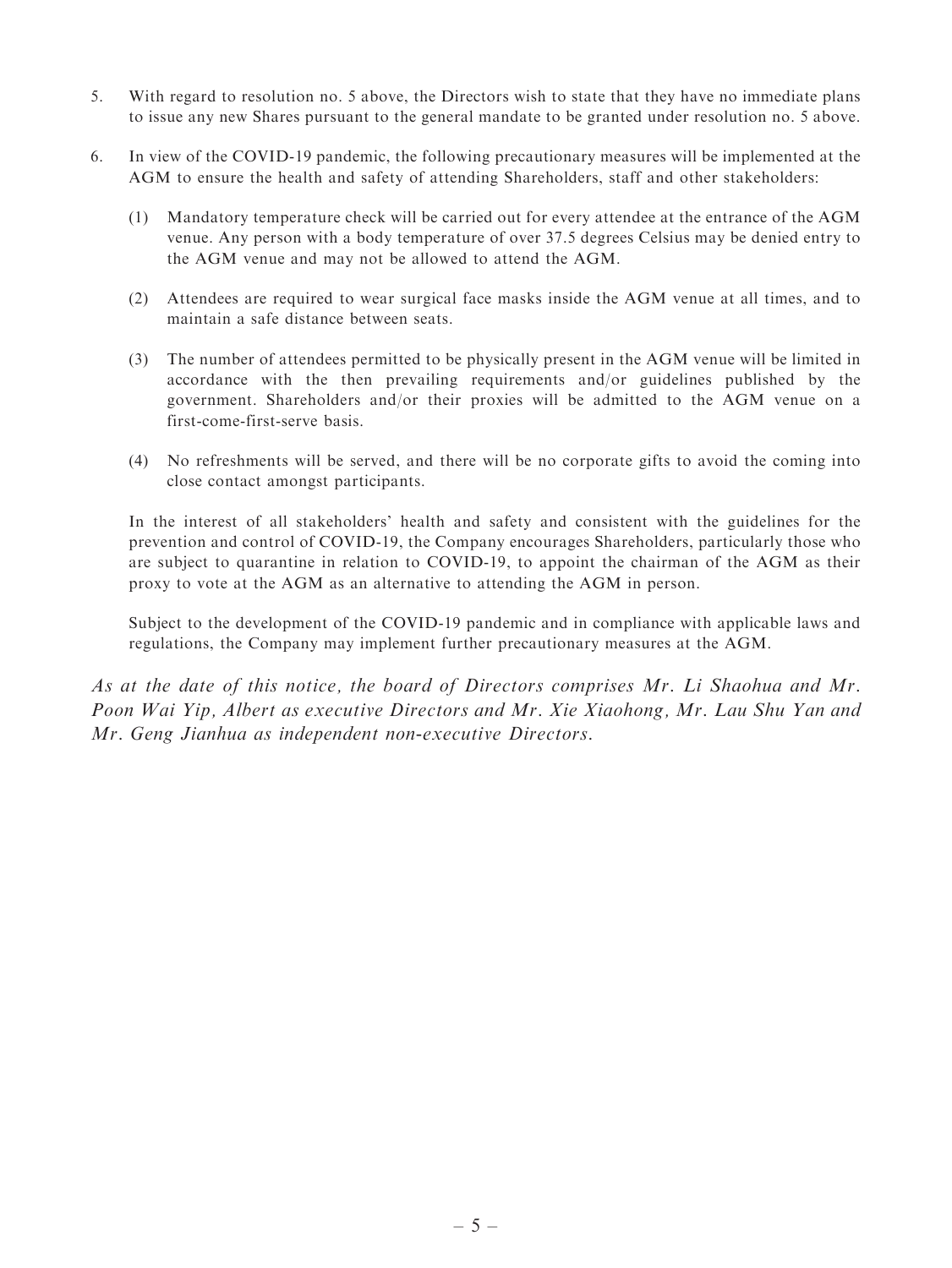5. With regard to resolution no. 5 above, the Directors wish to state that they have no immediate plans to issue any new Shares pursuant to the general mandate to be granted under resolution no. 5 above.

6. In view of the COVID-19 pandemic, the following precautionary measures will be implemented at the AGM to ensure the health and safety of attending Shareholders, staff and other stakeholders:

   (1) Mandatory temperature check will be carried out for every attendee at the entrance of the AGM venue. Any person with a body temperature of over 37.5 degrees Celsius may be denied entry to the AGM venue and may not be allowed to attend the AGM.

   (2) Attendees are required to wear surgical face masks inside the AGM venue at all times, and to maintain a safe distance between seats.

   (3) The number of attendees permitted to be physically present in the AGM venue will be limited in accordance with the then prevailing requirements and/or guidelines published by the government. Shareholders and/or their proxies will be admitted to the AGM venue on a first-come-first-serve basis.

   (4) No refreshments will be served, and there will be no corporate gifts to avoid the coming into close contact amongst participants.

   In the interest of all stakeholders' health and safety and consistent with the guidelines for the prevention and control of COVID-19, the Company encourages Shareholders, particularly those who are subject to quarantine in relation to COVID-19, to appoint the chairman of the AGM as their proxy to vote at the AGM as an alternative to attending the AGM in person.

   Subject to the development of the COVID-19 pandemic and in compliance with applicable laws and regulations, the Company may implement further precautionary measures at the AGM.

*As at the date of this notice, the board of Directors comprises Mr. Li Shaohua and Mr. Poon Wai Yip, Albert as executive Directors and Mr. Xie Xiaohong, Mr. Lau Shu Yan and Mr. Geng Jianhua as independent non-executive Directors.*